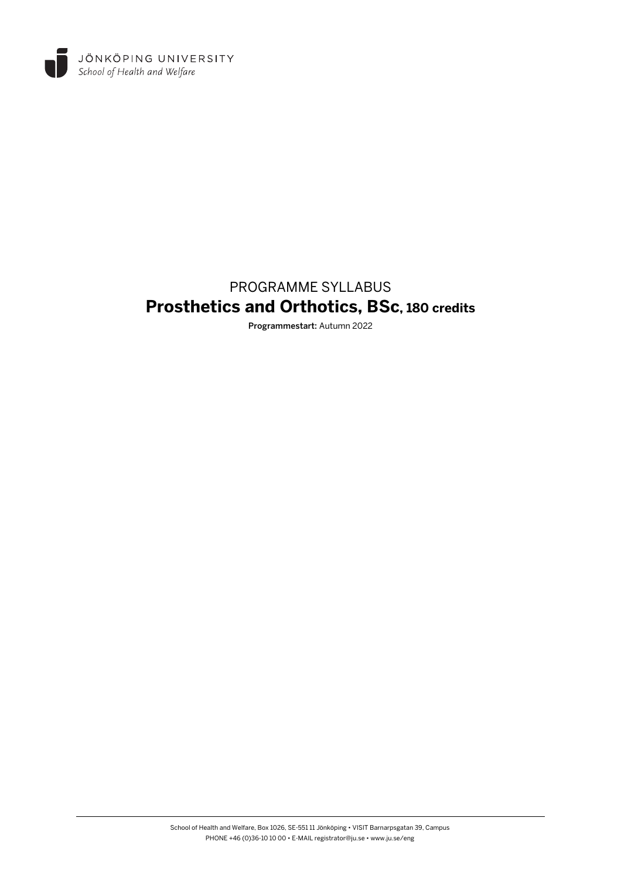JÖNKÖPING UNIVERSITY
*School of Health and Welfare*

# PROGRAMME SYLLABUS
# Prosthetics and Orthotics, BSc, 180 credits

**Programmestart:** Autumn 2022

School of Health and Welfare, Box 1026, SE-551 11 Jönköping • VISIT Barnarpsgatan 39, Campus
PHONE +46 (0)36-10 10 00 • E-MAIL registrator@ju.se • www.ju.se/eng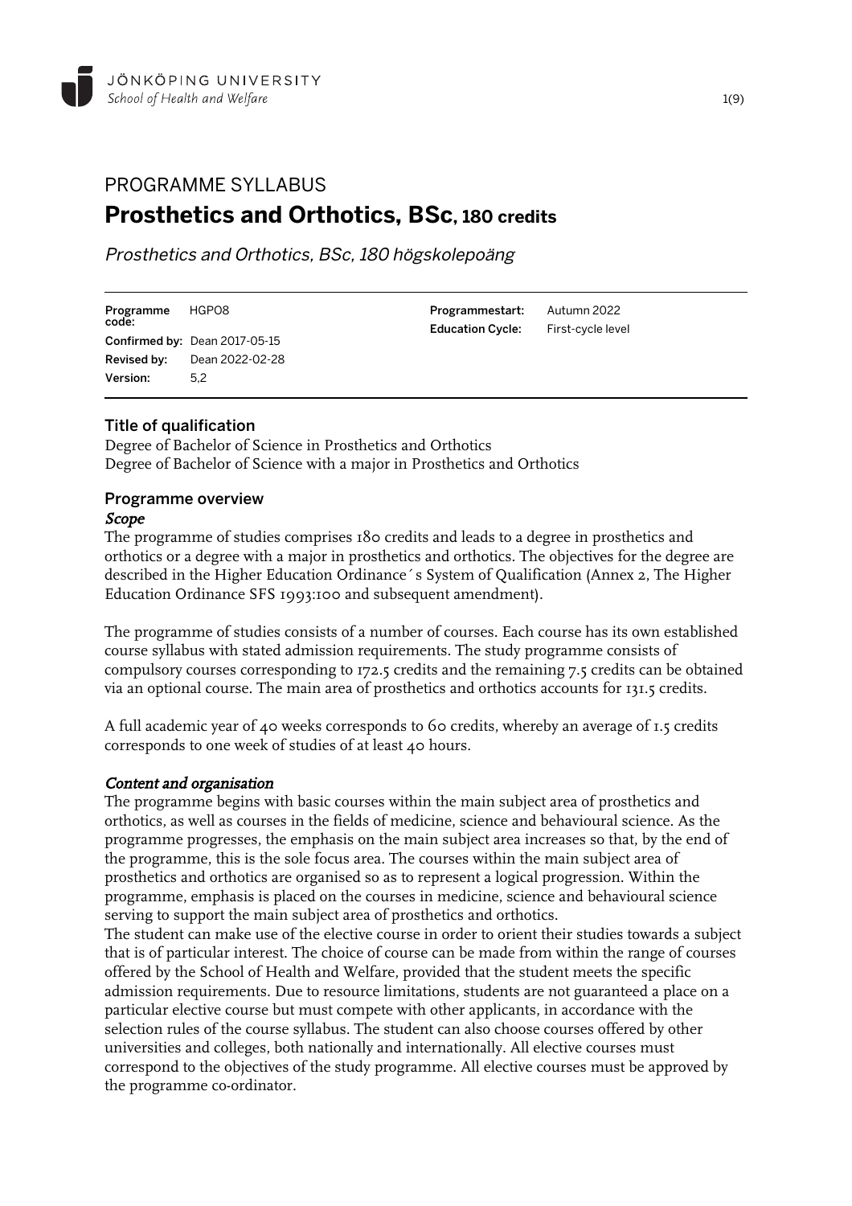# PROGRAMME SYLLABUS

# Prosthetics and Orthotics, BSc, 180 credits

*Prosthetics and Orthotics, BSc, 180 högskolepoäng*

| | | | |
|---|---|---|---|
| **Programme code:** | HGPO8 | **Programmestart:** | Autumn 2022 |
| **Confirmed by:** | Dean 2017-05-15 | **Education Cycle:** | First-cycle level |
| **Revised by:** | Dean 2022-02-28 | | |
| **Version:** | 5,2 | | |

## Title of qualification

Degree of Bachelor of Science in Prosthetics and Orthotics
Degree of Bachelor of Science with a major in Prosthetics and Orthotics

## Programme overview

### *Scope*

The programme of studies comprises 180 credits and leads to a degree in prosthetics and orthotics or a degree with a major in prosthetics and orthotics. The objectives for the degree are described in the Higher Education Ordinance´s System of Qualification (Annex 2, The Higher Education Ordinance SFS 1993:100 and subsequent amendment).

The programme of studies consists of a number of courses. Each course has its own established course syllabus with stated admission requirements. The study programme consists of compulsory courses corresponding to 172.5 credits and the remaining 7.5 credits can be obtained via an optional course. The main area of prosthetics and orthotics accounts for 131.5 credits.

A full academic year of 40 weeks corresponds to 60 credits, whereby an average of 1.5 credits corresponds to one week of studies of at least 40 hours.

### *Content and organisation*

The programme begins with basic courses within the main subject area of prosthetics and orthotics, as well as courses in the fields of medicine, science and behavioural science. As the programme progresses, the emphasis on the main subject area increases so that, by the end of the programme, this is the sole focus area. The courses within the main subject area of prosthetics and orthotics are organised so as to represent a logical progression. Within the programme, emphasis is placed on the courses in medicine, science and behavioural science serving to support the main subject area of prosthetics and orthotics.
The student can make use of the elective course in order to orient their studies towards a subject that is of particular interest. The choice of course can be made from within the range of courses offered by the School of Health and Welfare, provided that the student meets the specific admission requirements. Due to resource limitations, students are not guaranteed a place on a particular elective course but must compete with other applicants, in accordance with the selection rules of the course syllabus. The student can also choose courses offered by other universities and colleges, both nationally and internationally. All elective courses must correspond to the objectives of the study programme. All elective courses must be approved by the programme co-ordinator.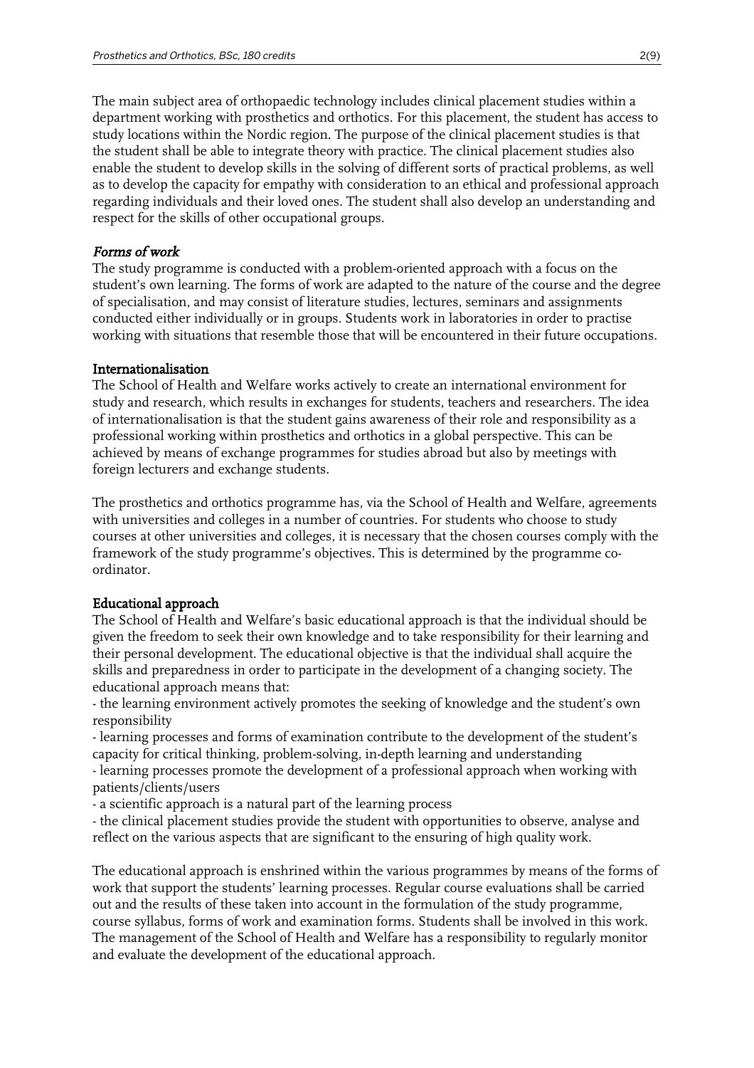The main subject area of orthopaedic technology includes clinical placement studies within a department working with prosthetics and orthotics. For this placement, the student has access to study locations within the Nordic region. The purpose of the clinical placement studies is that the student shall be able to integrate theory with practice. The clinical placement studies also enable the student to develop skills in the solving of different sorts of practical problems, as well as to develop the capacity for empathy with consideration to an ethical and professional approach regarding individuals and their loved ones. The student shall also develop an understanding and respect for the skills of other occupational groups.

### *Forms of work*

The study programme is conducted with a problem-oriented approach with a focus on the student's own learning. The forms of work are adapted to the nature of the course and the degree of specialisation, and may consist of literature studies, lectures, seminars and assignments conducted either individually or in groups. Students work in laboratories in order to practise working with situations that resemble those that will be encountered in their future occupations.

### Internationalisation

The School of Health and Welfare works actively to create an international environment for study and research, which results in exchanges for students, teachers and researchers. The idea of internationalisation is that the student gains awareness of their role and responsibility as a professional working within prosthetics and orthotics in a global perspective. This can be achieved by means of exchange programmes for studies abroad but also by meetings with foreign lecturers and exchange students.

The prosthetics and orthotics programme has, via the School of Health and Welfare, agreements with universities and colleges in a number of countries. For students who choose to study courses at other universities and colleges, it is necessary that the chosen courses comply with the framework of the study programme's objectives. This is determined by the programme co-ordinator.

### Educational approach

The School of Health and Welfare's basic educational approach is that the individual should be given the freedom to seek their own knowledge and to take responsibility for their learning and their personal development. The educational objective is that the individual shall acquire the skills and preparedness in order to participate in the development of a changing society. The educational approach means that:

- the learning environment actively promotes the seeking of knowledge and the student's own responsibility
- learning processes and forms of examination contribute to the development of the student's capacity for critical thinking, problem-solving, in-depth learning and understanding
- learning processes promote the development of a professional approach when working with patients/clients/users
- a scientific approach is a natural part of the learning process
- the clinical placement studies provide the student with opportunities to observe, analyse and reflect on the various aspects that are significant to the ensuring of high quality work.

The educational approach is enshrined within the various programmes by means of the forms of work that support the students' learning processes. Regular course evaluations shall be carried out and the results of these taken into account in the formulation of the study programme, course syllabus, forms of work and examination forms. Students shall be involved in this work. The management of the School of Health and Welfare has a responsibility to regularly monitor and evaluate the development of the educational approach.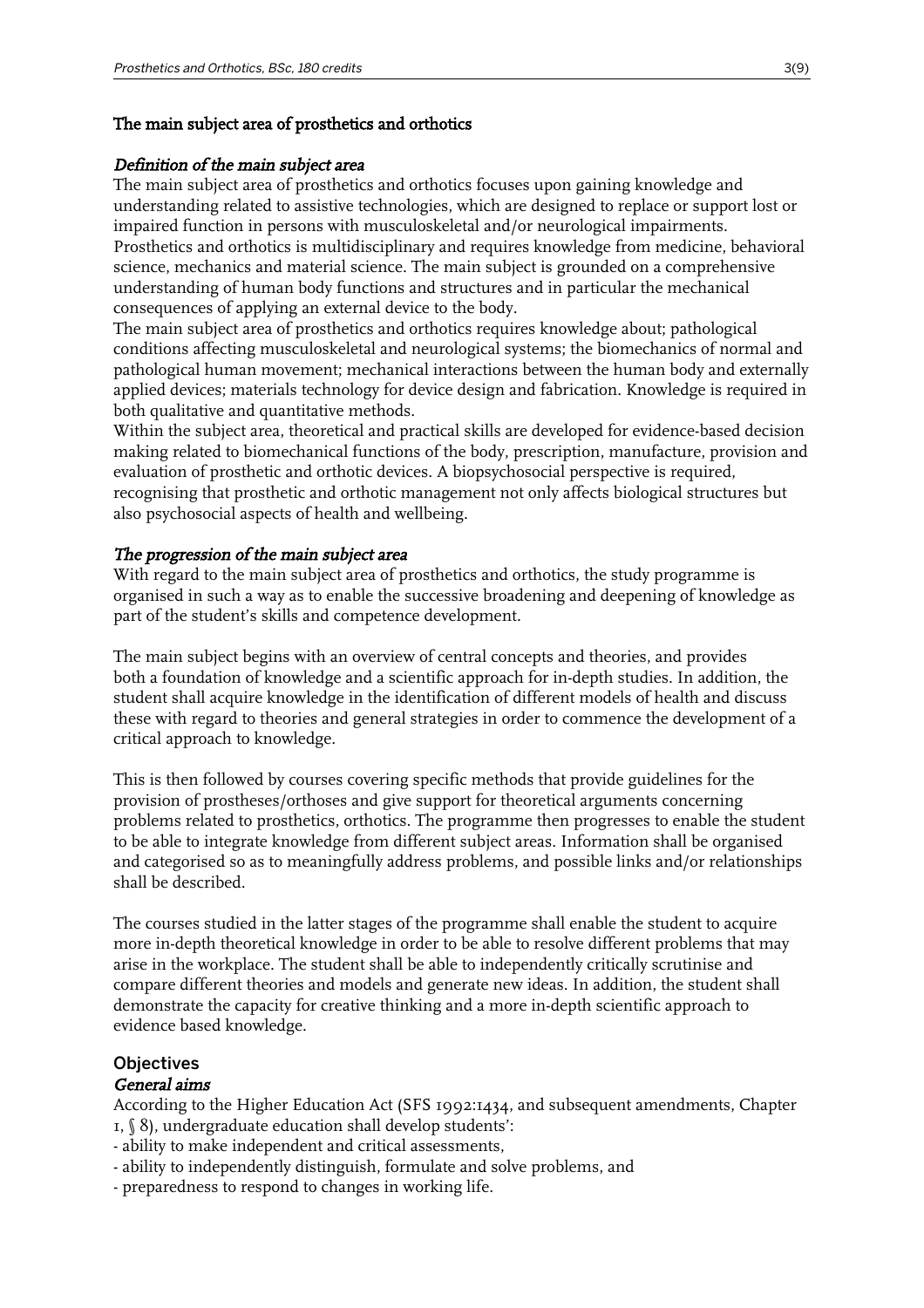## The main subject area of prosthetics and orthotics

### *Definition of the main subject area*

The main subject area of prosthetics and orthotics focuses upon gaining knowledge and understanding related to assistive technologies, which are designed to replace or support lost or impaired function in persons with musculoskeletal and/or neurological impairments. Prosthetics and orthotics is multidisciplinary and requires knowledge from medicine, behavioral science, mechanics and material science. The main subject is grounded on a comprehensive understanding of human body functions and structures and in particular the mechanical consequences of applying an external device to the body.
The main subject area of prosthetics and orthotics requires knowledge about; pathological conditions affecting musculoskeletal and neurological systems; the biomechanics of normal and pathological human movement; mechanical interactions between the human body and externally applied devices; materials technology for device design and fabrication. Knowledge is required in both qualitative and quantitative methods.
Within the subject area, theoretical and practical skills are developed for evidence-based decision making related to biomechanical functions of the body, prescription, manufacture, provision and evaluation of prosthetic and orthotic devices. A biopsychosocial perspective is required, recognising that prosthetic and orthotic management not only affects biological structures but also psychosocial aspects of health and wellbeing.

### *The progression of the main subject area*

With regard to the main subject area of prosthetics and orthotics, the study programme is organised in such a way as to enable the successive broadening and deepening of knowledge as part of the student's skills and competence development.

The main subject begins with an overview of central concepts and theories, and provides both a foundation of knowledge and a scientific approach for in-depth studies. In addition, the student shall acquire knowledge in the identification of different models of health and discuss these with regard to theories and general strategies in order to commence the development of a critical approach to knowledge.

This is then followed by courses covering specific methods that provide guidelines for the provision of prostheses/orthoses and give support for theoretical arguments concerning problems related to prosthetics, orthotics. The programme then progresses to enable the student to be able to integrate knowledge from different subject areas. Information shall be organised and categorised so as to meaningfully address problems, and possible links and/or relationships shall be described.

The courses studied in the latter stages of the programme shall enable the student to acquire more in-depth theoretical knowledge in order to be able to resolve different problems that may arise in the workplace. The student shall be able to independently critically scrutinise and compare different theories and models and generate new ideas. In addition, the student shall demonstrate the capacity for creative thinking and a more in-depth scientific approach to evidence based knowledge.

## Objectives

### *General aims*

According to the Higher Education Act (SFS 1992:1434, and subsequent amendments, Chapter 1, § 8), undergraduate education shall develop students':
- ability to make independent and critical assessments,
- ability to independently distinguish, formulate and solve problems, and
- preparedness to respond to changes in working life.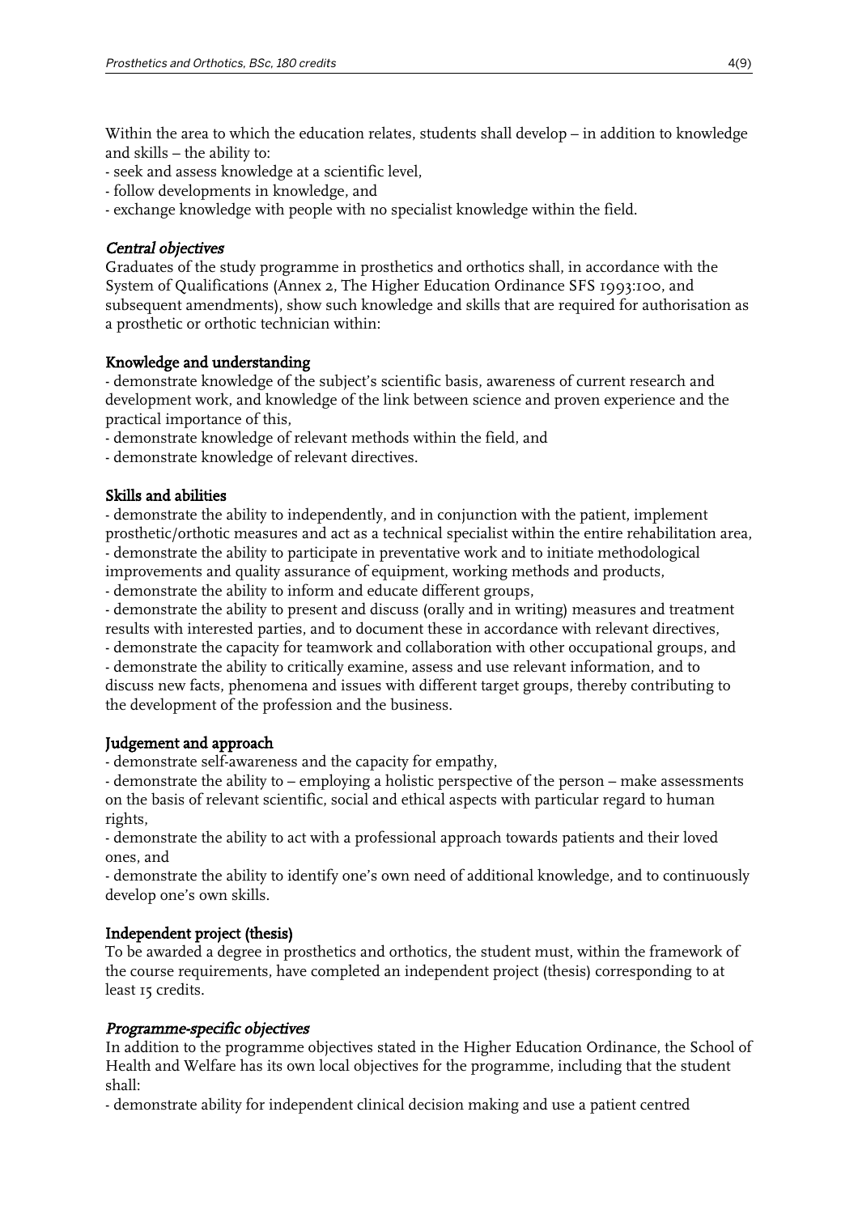Within the area to which the education relates, students shall develop – in addition to knowledge and skills – the ability to:
- seek and assess knowledge at a scientific level,
- follow developments in knowledge, and
- exchange knowledge with people with no specialist knowledge within the field.

### *Central objectives*

Graduates of the study programme in prosthetics and orthotics shall, in accordance with the System of Qualifications (Annex 2, The Higher Education Ordinance SFS 1993:100, and subsequent amendments), show such knowledge and skills that are required for authorisation as a prosthetic or orthotic technician within:

#### Knowledge and understanding

- demonstrate knowledge of the subject's scientific basis, awareness of current research and development work, and knowledge of the link between science and proven experience and the practical importance of this,
- demonstrate knowledge of relevant methods within the field, and
- demonstrate knowledge of relevant directives.

#### Skills and abilities

- demonstrate the ability to independently, and in conjunction with the patient, implement prosthetic/orthotic measures and act as a technical specialist within the entire rehabilitation area,
- demonstrate the ability to participate in preventative work and to initiate methodological improvements and quality assurance of equipment, working methods and products,
- demonstrate the ability to inform and educate different groups,
- demonstrate the ability to present and discuss (orally and in writing) measures and treatment results with interested parties, and to document these in accordance with relevant directives,
- demonstrate the capacity for teamwork and collaboration with other occupational groups, and
- demonstrate the ability to critically examine, assess and use relevant information, and to discuss new facts, phenomena and issues with different target groups, thereby contributing to the development of the profession and the business.

#### Judgement and approach

- demonstrate self-awareness and the capacity for empathy,
- demonstrate the ability to – employing a holistic perspective of the person – make assessments on the basis of relevant scientific, social and ethical aspects with particular regard to human rights,
- demonstrate the ability to act with a professional approach towards patients and their loved ones, and
- demonstrate the ability to identify one's own need of additional knowledge, and to continuously develop one's own skills.

#### Independent project (thesis)

To be awarded a degree in prosthetics and orthotics, the student must, within the framework of the course requirements, have completed an independent project (thesis) corresponding to at least 15 credits.

### *Programme-specific objectives*

In addition to the programme objectives stated in the Higher Education Ordinance, the School of Health and Welfare has its own local objectives for the programme, including that the student shall:

- demonstrate ability for independent clinical decision making and use a patient centred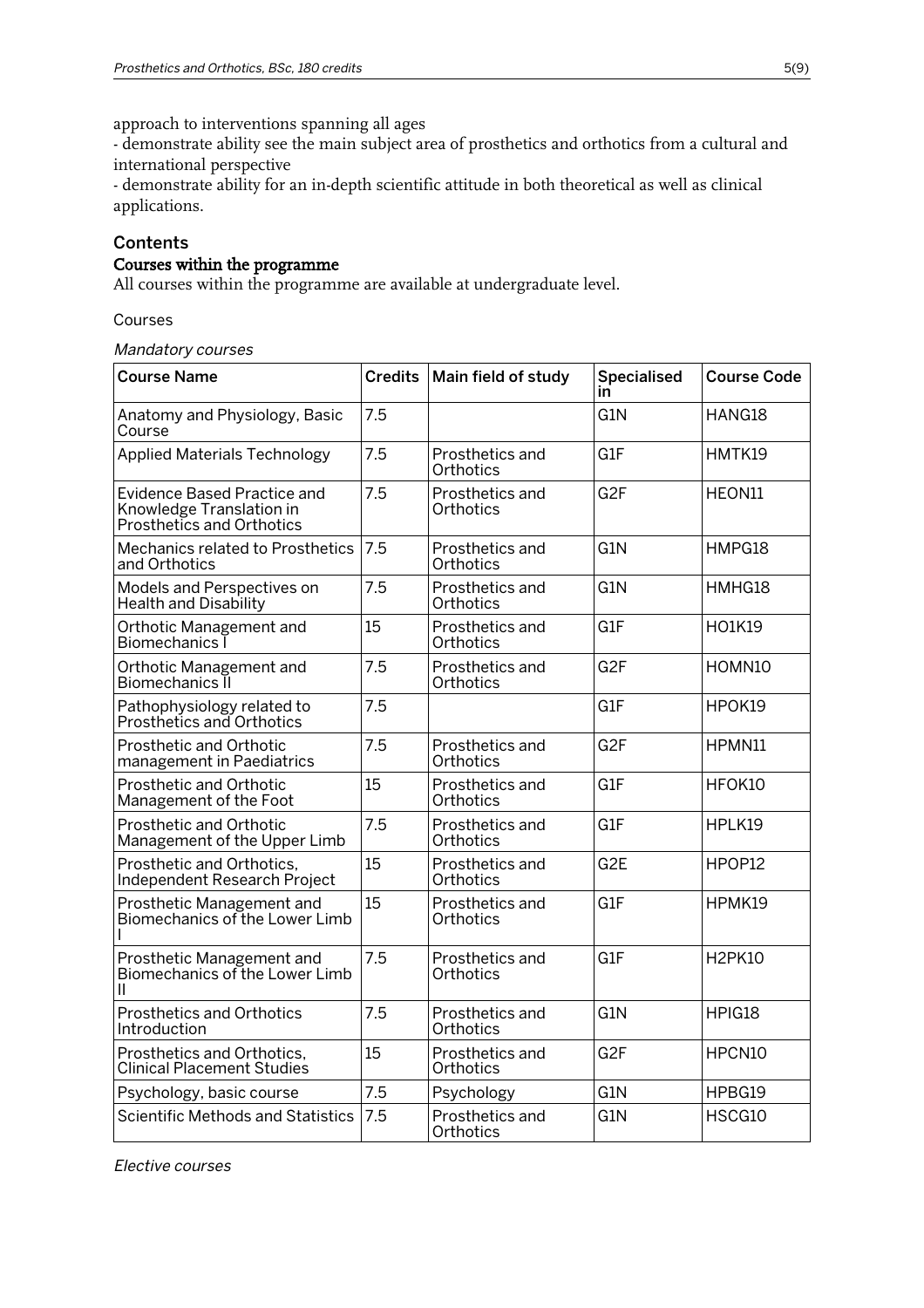approach to interventions spanning all ages

- demonstrate ability see the main subject area of prosthetics and orthotics from a cultural and international perspective
- demonstrate ability for an in-depth scientific attitude in both theoretical as well as clinical applications.

## Contents

### Courses within the programme

All courses within the programme are available at undergraduate level.

Courses

*Mandatory courses*

| Course Name | Credits | Main field of study | Specialised in | Course Code |
|---|---|---|---|---|
| Anatomy and Physiology, Basic Course | 7.5 | | G1N | HANG18 |
| Applied Materials Technology | 7.5 | Prosthetics and Orthotics | G1F | HMTK19 |
| Evidence Based Practice and Knowledge Translation in Prosthetics and Orthotics | 7.5 | Prosthetics and Orthotics | G2F | HEON11 |
| Mechanics related to Prosthetics and Orthotics | 7.5 | Prosthetics and Orthotics | G1N | HMPG18 |
| Models and Perspectives on Health and Disability | 7.5 | Prosthetics and Orthotics | G1N | HMHG18 |
| Orthotic Management and Biomechanics I | 15 | Prosthetics and Orthotics | G1F | HO1K19 |
| Orthotic Management and Biomechanics II | 7.5 | Prosthetics and Orthotics | G2F | HOMN10 |
| Pathophysiology related to Prosthetics and Orthotics | 7.5 | | G1F | HPOK19 |
| Prosthetic and Orthotic management in Paediatrics | 7.5 | Prosthetics and Orthotics | G2F | HPMN11 |
| Prosthetic and Orthotic Management of the Foot | 15 | Prosthetics and Orthotics | G1F | HFOK10 |
| Prosthetic and Orthotic Management of the Upper Limb | 7.5 | Prosthetics and Orthotics | G1F | HPLK19 |
| Prosthetic and Orthotics, Independent Research Project | 15 | Prosthetics and Orthotics | G2E | HPOP12 |
| Prosthetic Management and Biomechanics of the Lower Limb I | 15 | Prosthetics and Orthotics | G1F | HPMK19 |
| Prosthetic Management and Biomechanics of the Lower Limb II | 7.5 | Prosthetics and Orthotics | G1F | H2PK10 |
| Prosthetics and Orthotics Introduction | 7.5 | Prosthetics and Orthotics | G1N | HPIG18 |
| Prosthetics and Orthotics, Clinical Placement Studies | 15 | Prosthetics and Orthotics | G2F | HPCN10 |
| Psychology, basic course | 7.5 | Psychology | G1N | HPBG19 |
| Scientific Methods and Statistics | 7.5 | Prosthetics and Orthotics | G1N | HSCG10 |

*Elective courses*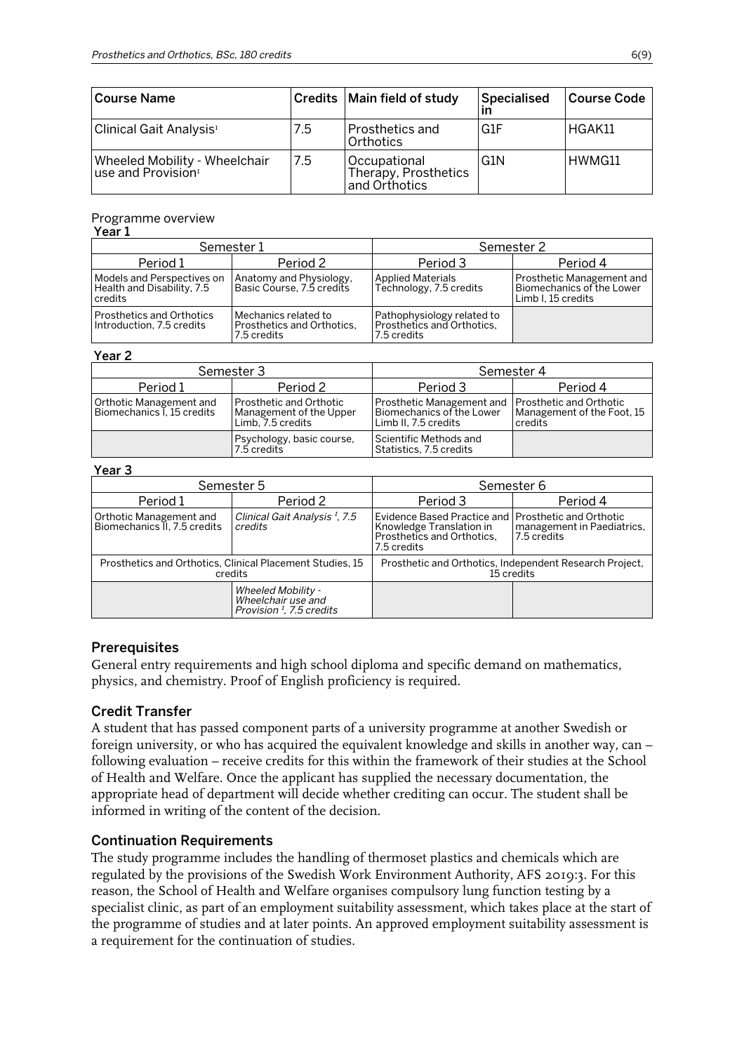| Course Name | Credits | Main field of study | Specialised in | Course Code |
|---|---|---|---|---|
| Clinical Gait Analysis[1] | 7.5 | Prosthetics and Orthotics | G1F | HGAK11 |
| Wheeled Mobility - Wheelchair use and Provision[1] | 7.5 | Occupational Therapy, Prosthetics and Orthotics | G1N | HWMG11 |

Programme overview

**Year 1**

| Semester 1 | | Semester 2 | |
|---|---|---|---|
| Period 1 | Period 2 | Period 3 | Period 4 |
| Models and Perspectives on Health and Disability, 7.5 credits | Anatomy and Physiology, Basic Course, 7.5 credits | Applied Materials Technology, 7.5 credits | Prosthetic Management and Biomechanics of the Lower Limb I, 15 credits |
| Prosthetics and Orthotics Introduction, 7.5 credits | Mechanics related to Prosthetics and Orthotics, 7.5 credits | Pathophysiology related to Prosthetics and Orthotics, 7.5 credits | |

**Year 2**

| Semester 3 | | Semester 4 | |
|---|---|---|---|
| Period 1 | Period 2 | Period 3 | Period 4 |
| Orthotic Management and Biomechanics I, 15 credits | Prosthetic and Orthotic Management of the Upper Limb, 7.5 credits | Prosthetic Management and Biomechanics of the Lower Limb II, 7.5 credits | Prosthetic and Orthotic Management of the Foot, 15 credits |
| | Psychology, basic course, 7.5 credits | Scientific Methods and Statistics, 7.5 credits | |

**Year 3**

| Semester 5 | | Semester 6 | |
|---|---|---|---|
| Period 1 | Period 2 | Period 3 | Period 4 |
| Orthotic Management and Biomechanics II, 7.5 credits | *Clinical Gait Analysis [1], 7.5 credits* | Evidence Based Practice and Knowledge Translation in Prosthetics and Orthotics, 7.5 credits | Prosthetic and Orthotic management in Paediatrics, 7.5 credits |
| Prosthetics and Orthotics, Clinical Placement Studies, 15 credits | | Prosthetic and Orthotics, Independent Research Project, 15 credits | |
| | *Wheeled Mobility - Wheelchair use and Provision [1], 7.5 credits* | | |

## Prerequisites

General entry requirements and high school diploma and specific demand on mathematics, physics, and chemistry. Proof of English proficiency is required.

## Credit Transfer

A student that has passed component parts of a university programme at another Swedish or foreign university, or who has acquired the equivalent knowledge and skills in another way, can – following evaluation – receive credits for this within the framework of their studies at the School of Health and Welfare. Once the applicant has supplied the necessary documentation, the appropriate head of department will decide whether crediting can occur. The student shall be informed in writing of the content of the decision.

## Continuation Requirements

The study programme includes the handling of thermoset plastics and chemicals which are regulated by the provisions of the Swedish Work Environment Authority, AFS 2019:3. For this reason, the School of Health and Welfare organises compulsory lung function testing by a specialist clinic, as part of an employment suitability assessment, which takes place at the start of the programme of studies and at later points. An approved employment suitability assessment is a requirement for the continuation of studies.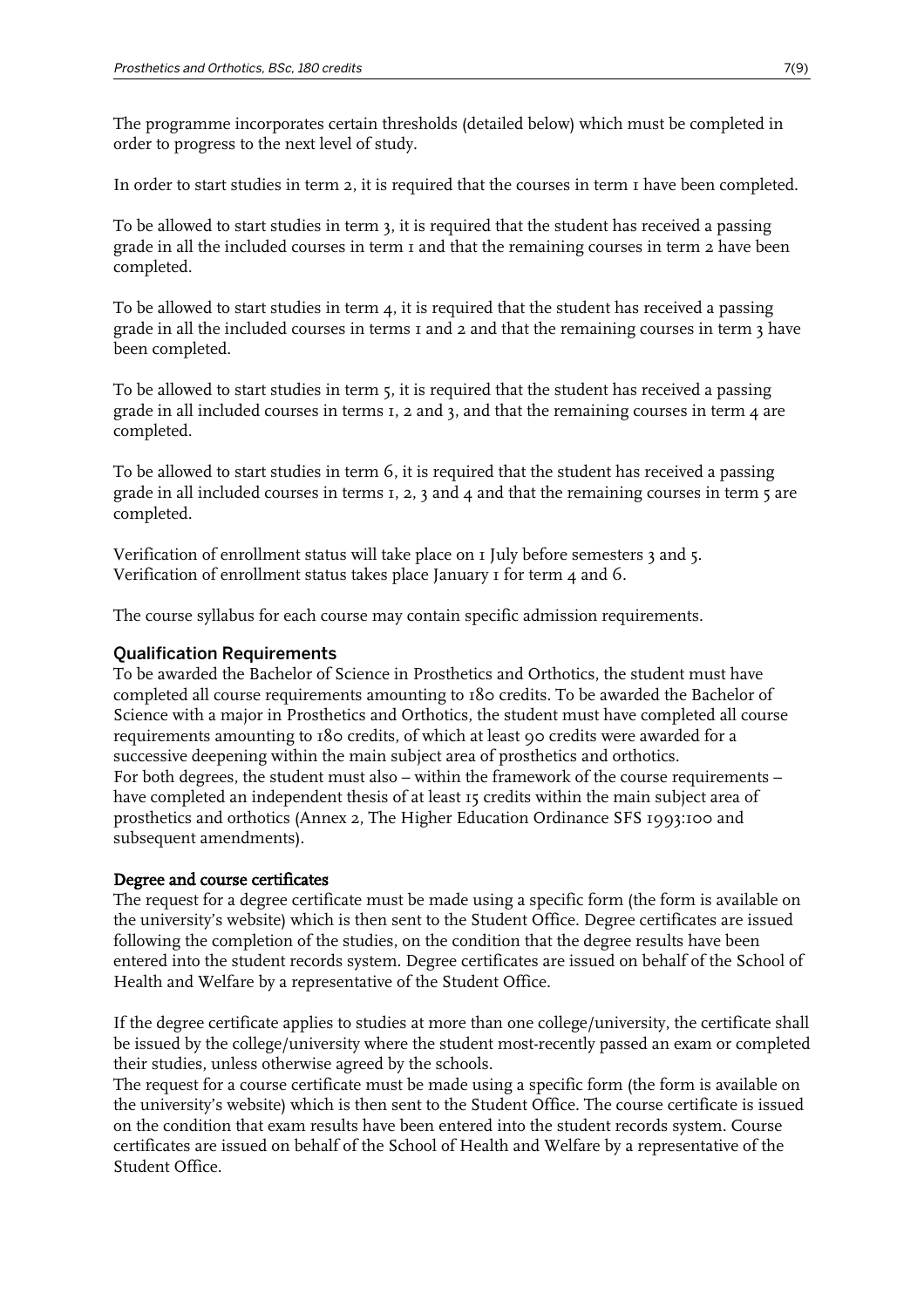The programme incorporates certain thresholds (detailed below) which must be completed in order to progress to the next level of study.

In order to start studies in term 2, it is required that the courses in term 1 have been completed.

To be allowed to start studies in term 3, it is required that the student has received a passing grade in all the included courses in term 1 and that the remaining courses in term 2 have been completed.

To be allowed to start studies in term 4, it is required that the student has received a passing grade in all the included courses in terms 1 and 2 and that the remaining courses in term 3 have been completed.

To be allowed to start studies in term 5, it is required that the student has received a passing grade in all included courses in terms 1, 2 and 3, and that the remaining courses in term 4 are completed.

To be allowed to start studies in term 6, it is required that the student has received a passing grade in all included courses in terms 1, 2, 3 and 4 and that the remaining courses in term 5 are completed.

Verification of enrollment status will take place on 1 July before semesters 3 and 5.
Verification of enrollment status takes place January 1 for term 4 and 6.

The course syllabus for each course may contain specific admission requirements.

## Qualification Requirements

To be awarded the Bachelor of Science in Prosthetics and Orthotics, the student must have completed all course requirements amounting to 180 credits. To be awarded the Bachelor of Science with a major in Prosthetics and Orthotics, the student must have completed all course requirements amounting to 180 credits, of which at least 90 credits were awarded for a successive deepening within the main subject area of prosthetics and orthotics.
For both degrees, the student must also – within the framework of the course requirements – have completed an independent thesis of at least 15 credits within the main subject area of prosthetics and orthotics (Annex 2, The Higher Education Ordinance SFS 1993:100 and subsequent amendments).

## Degree and course certificates

The request for a degree certificate must be made using a specific form (the form is available on the university's website) which is then sent to the Student Office. Degree certificates are issued following the completion of the studies, on the condition that the degree results have been entered into the student records system. Degree certificates are issued on behalf of the School of Health and Welfare by a representative of the Student Office.

If the degree certificate applies to studies at more than one college/university, the certificate shall be issued by the college/university where the student most-recently passed an exam or completed their studies, unless otherwise agreed by the schools.
The request for a course certificate must be made using a specific form (the form is available on the university's website) which is then sent to the Student Office. The course certificate is issued on the condition that exam results have been entered into the student records system. Course certificates are issued on behalf of the School of Health and Welfare by a representative of the Student Office.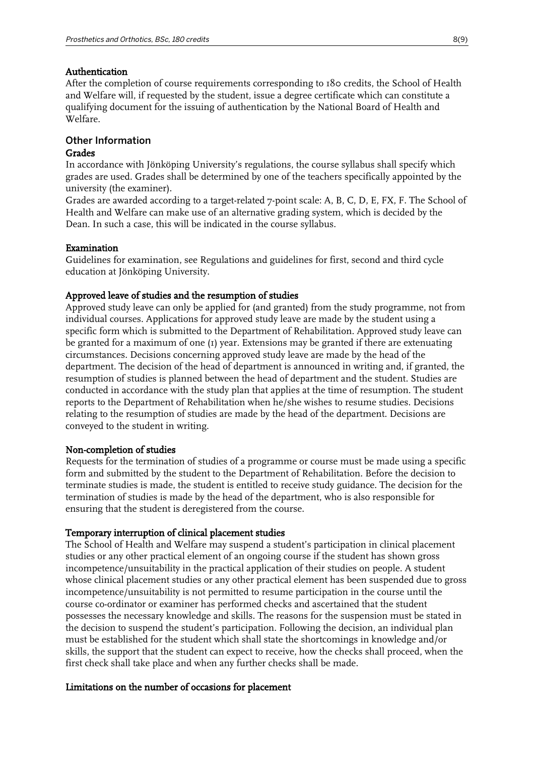### Authentication

After the completion of course requirements corresponding to 180 credits, the School of Health and Welfare will, if requested by the student, issue a degree certificate which can constitute a qualifying document for the issuing of authentication by the National Board of Health and Welfare.

## Other Information

### Grades

In accordance with Jönköping University's regulations, the course syllabus shall specify which grades are used. Grades shall be determined by one of the teachers specifically appointed by the university (the examiner).

Grades are awarded according to a target-related 7-point scale: A, B, C, D, E, FX, F. The School of Health and Welfare can make use of an alternative grading system, which is decided by the Dean. In such a case, this will be indicated in the course syllabus.

### Examination

Guidelines for examination, see Regulations and guidelines for first, second and third cycle education at Jönköping University.

### Approved leave of studies and the resumption of studies

Approved study leave can only be applied for (and granted) from the study programme, not from individual courses. Applications for approved study leave are made by the student using a specific form which is submitted to the Department of Rehabilitation. Approved study leave can be granted for a maximum of one (1) year. Extensions may be granted if there are extenuating circumstances. Decisions concerning approved study leave are made by the head of the department. The decision of the head of department is announced in writing and, if granted, the resumption of studies is planned between the head of department and the student. Studies are conducted in accordance with the study plan that applies at the time of resumption. The student reports to the Department of Rehabilitation when he/she wishes to resume studies. Decisions relating to the resumption of studies are made by the head of the department. Decisions are conveyed to the student in writing.

### Non-completion of studies

Requests for the termination of studies of a programme or course must be made using a specific form and submitted by the student to the Department of Rehabilitation. Before the decision to terminate studies is made, the student is entitled to receive study guidance. The decision for the termination of studies is made by the head of the department, who is also responsible for ensuring that the student is deregistered from the course.

### Temporary interruption of clinical placement studies

The School of Health and Welfare may suspend a student's participation in clinical placement studies or any other practical element of an ongoing course if the student has shown gross incompetence/unsuitability in the practical application of their studies on people. A student whose clinical placement studies or any other practical element has been suspended due to gross incompetence/unsuitability is not permitted to resume participation in the course until the course co-ordinator or examiner has performed checks and ascertained that the student possesses the necessary knowledge and skills. The reasons for the suspension must be stated in the decision to suspend the student's participation. Following the decision, an individual plan must be established for the student which shall state the shortcomings in knowledge and/or skills, the support that the student can expect to receive, how the checks shall proceed, when the first check shall take place and when any further checks shall be made.

### Limitations on the number of occasions for placement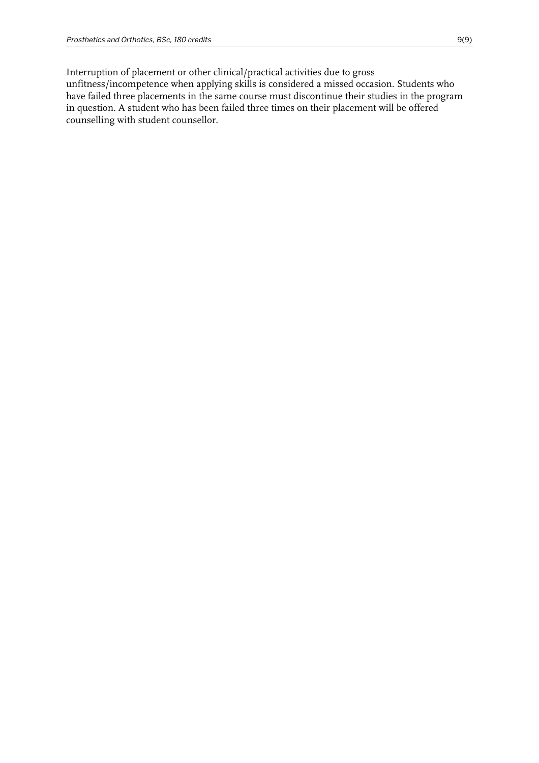Interruption of placement or other clinical/practical activities due to gross unfitness/incompetence when applying skills is considered a missed occasion. Students who have failed three placements in the same course must discontinue their studies in the program in question. A student who has been failed three times on their placement will be offered counselling with student counsellor.